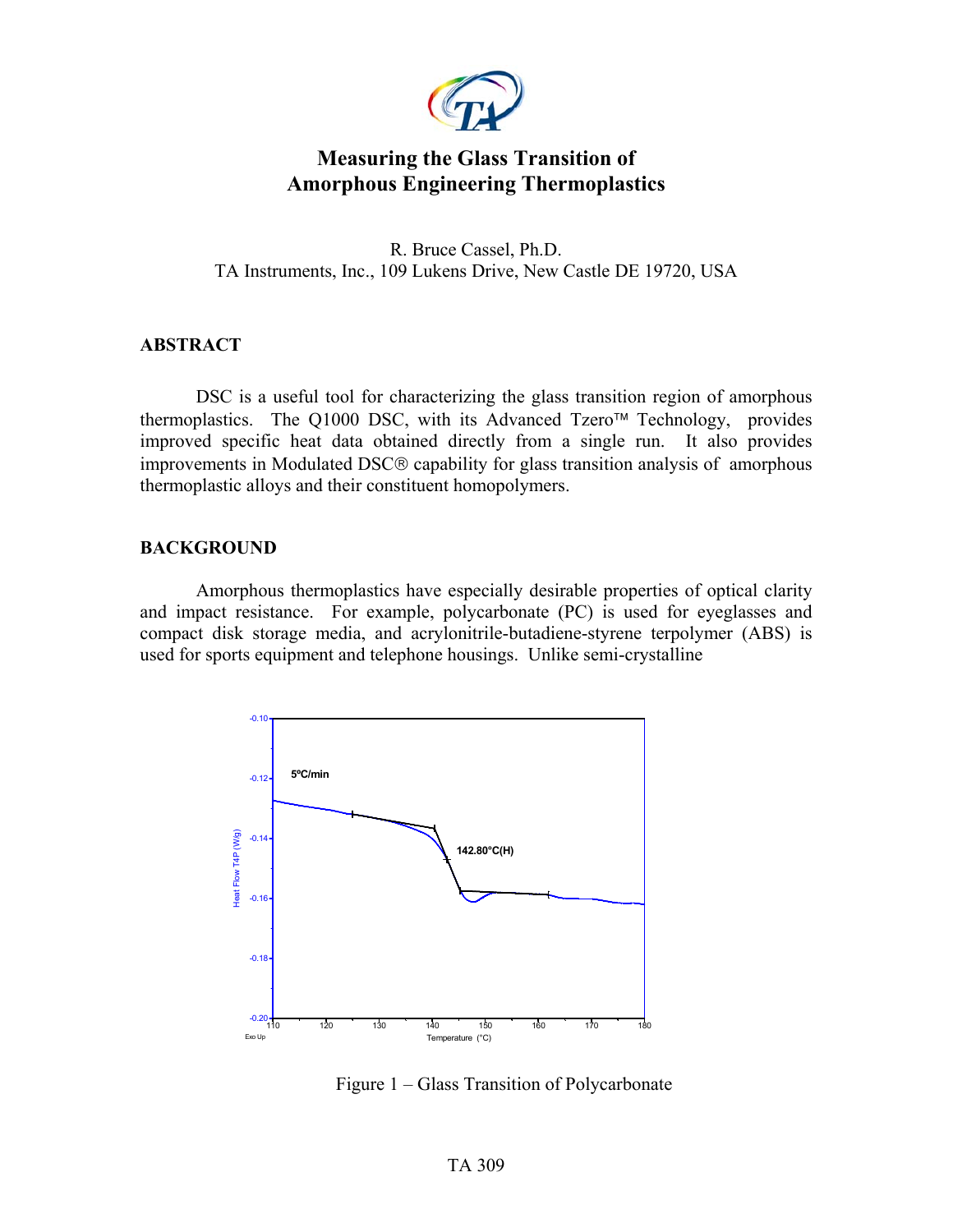# Measuring the Glass Transition of Amorphous Engineering Thermoplastics

R. Bruce Cassel, Ph.D.
TA Instruments, Inc., 109 Lukens Drive, New Castle DE 19720, USA

## ABSTRACT

DSC is a useful tool for characterizing the glass transition region of amorphous thermoplastics. The Q1000 DSC, with its Advanced Tzero™ Technology, provides improved specific heat data obtained directly from a single run. It also provides improvements in Modulated DSC® capability for glass transition analysis of amorphous thermoplastic alloys and their constituent homopolymers.

## BACKGROUND

Amorphous thermoplastics have especially desirable properties of optical clarity and impact resistance. For example, polycarbonate (PC) is used for eyeglasses and compact disk storage media, and acrylonitrile-butadiene-styrene terpolymer (ABS) is used for sports equipment and telephone housings. Unlike semi-crystalline

Figure 1 – Glass Transition of Polycarbonate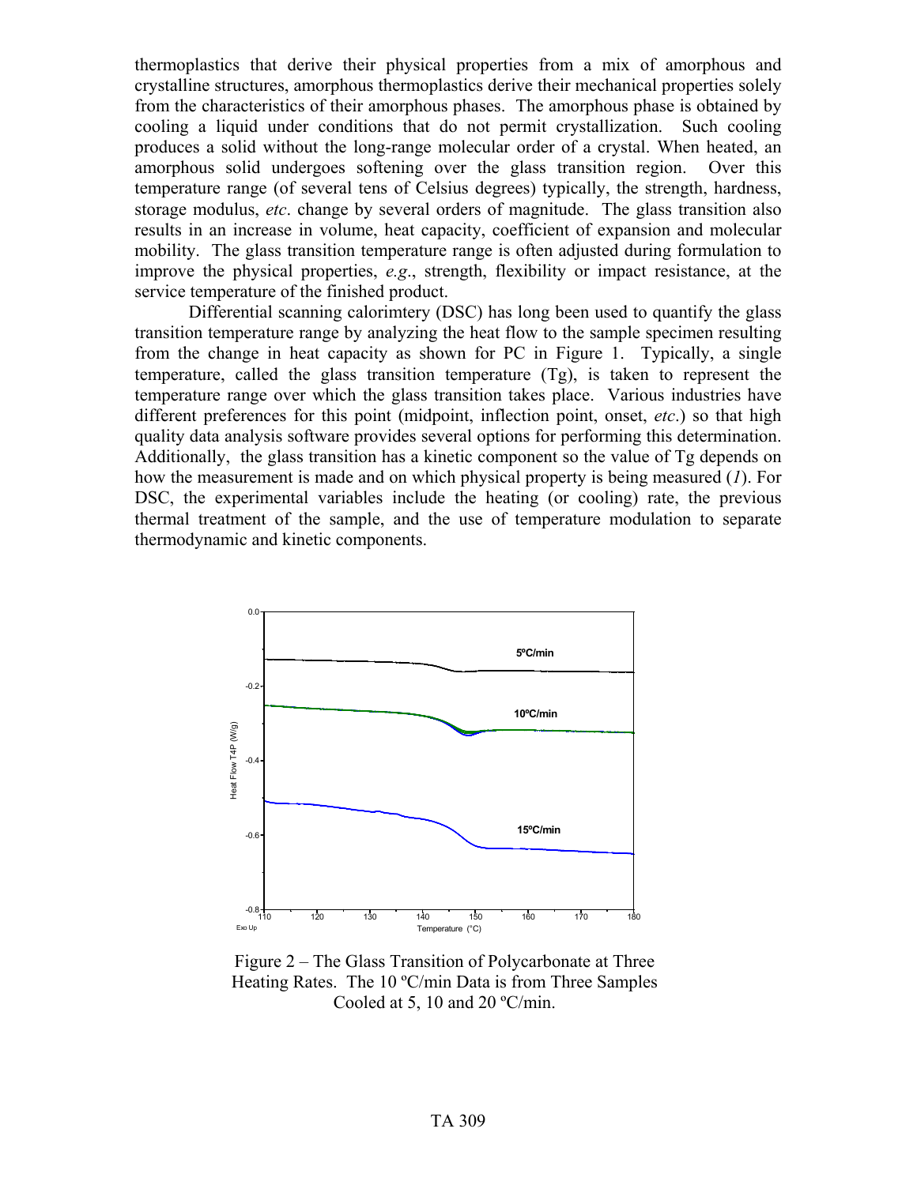thermoplastics that derive their physical properties from a mix of amorphous and crystalline structures, amorphous thermoplastics derive their mechanical properties solely from the characteristics of their amorphous phases. The amorphous phase is obtained by cooling a liquid under conditions that do not permit crystallization. Such cooling produces a solid without the long-range molecular order of a crystal. When heated, an amorphous solid undergoes softening over the glass transition region. Over this temperature range (of several tens of Celsius degrees) typically, the strength, hardness, storage modulus, *etc*. change by several orders of magnitude. The glass transition also results in an increase in volume, heat capacity, coefficient of expansion and molecular mobility. The glass transition temperature range is often adjusted during formulation to improve the physical properties, *e.g*., strength, flexibility or impact resistance, at the service temperature of the finished product.

Differential scanning calorimtery (DSC) has long been used to quantify the glass transition temperature range by analyzing the heat flow to the sample specimen resulting from the change in heat capacity as shown for PC in Figure 1. Typically, a single temperature, called the glass transition temperature (Tg), is taken to represent the temperature range over which the glass transition takes place. Various industries have different preferences for this point (midpoint, inflection point, onset, *etc*.) so that high quality data analysis software provides several options for performing this determination. Additionally, the glass transition has a kinetic component so the value of Tg depends on how the measurement is made and on which physical property is being measured (*1*). For DSC, the experimental variables include the heating (or cooling) rate, the previous thermal treatment of the sample, and the use of temperature modulation to separate thermodynamic and kinetic components.

Figure 2 – The Glass Transition of Polycarbonate at Three Heating Rates. The 10 ºC/min Data is from Three Samples Cooled at 5, 10 and 20 ºC/min.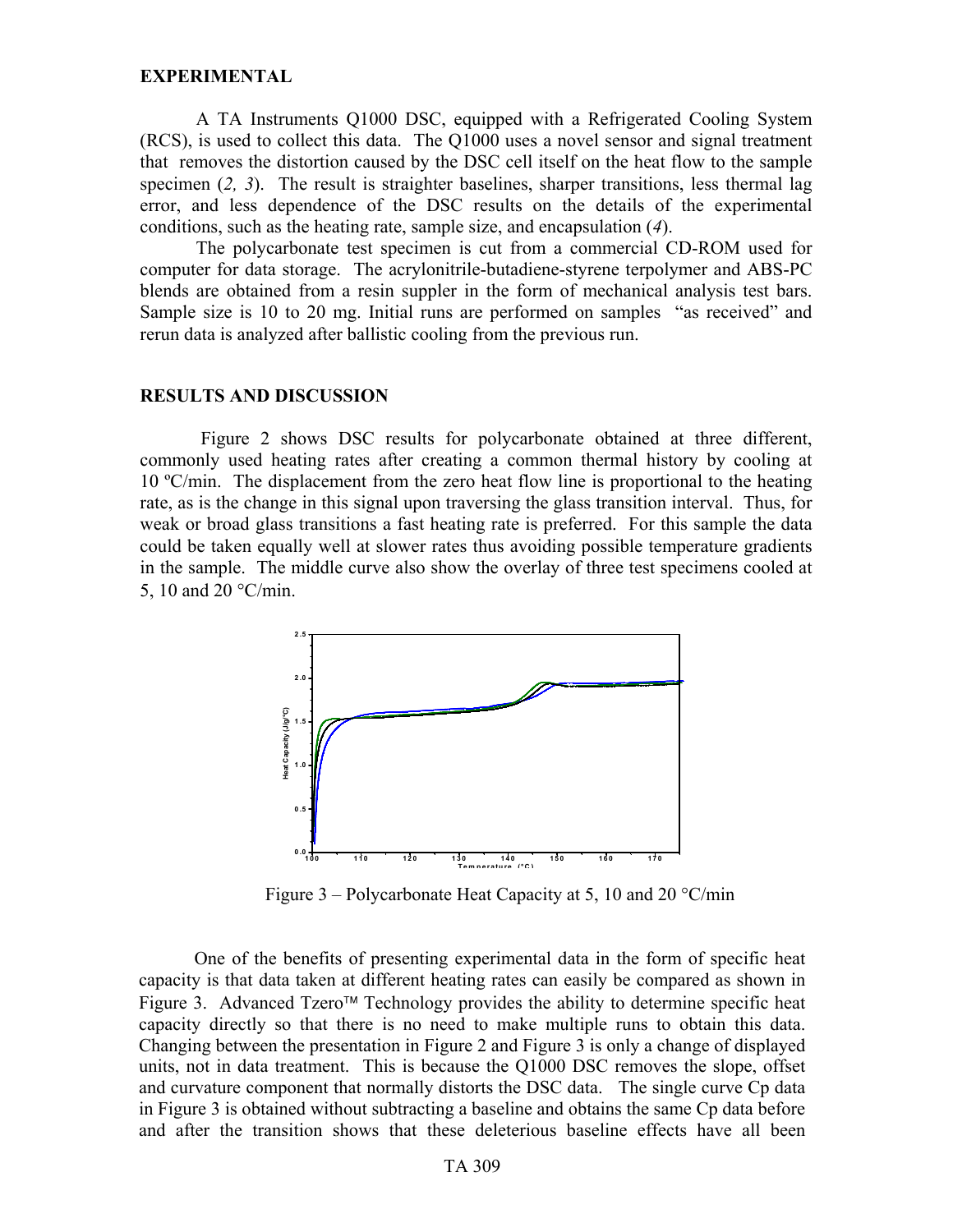## EXPERIMENTAL

A TA Instruments Q1000 DSC, equipped with a Refrigerated Cooling System (RCS), is used to collect this data. The Q1000 uses a novel sensor and signal treatment that removes the distortion caused by the DSC cell itself on the heat flow to the sample specimen (*2, 3*). The result is straighter baselines, sharper transitions, less thermal lag error, and less dependence of the DSC results on the details of the experimental conditions, such as the heating rate, sample size, and encapsulation (*4*).

The polycarbonate test specimen is cut from a commercial CD-ROM used for computer for data storage. The acrylonitrile-butadiene-styrene terpolymer and ABS-PC blends are obtained from a resin suppler in the form of mechanical analysis test bars. Sample size is 10 to 20 mg. Initial runs are performed on samples "as received" and rerun data is analyzed after ballistic cooling from the previous run.

## RESULTS AND DISCUSSION

Figure 2 shows DSC results for polycarbonate obtained at three different, commonly used heating rates after creating a common thermal history by cooling at 10 ºC/min. The displacement from the zero heat flow line is proportional to the heating rate, as is the change in this signal upon traversing the glass transition interval. Thus, for weak or broad glass transitions a fast heating rate is preferred. For this sample the data could be taken equally well at slower rates thus avoiding possible temperature gradients in the sample. The middle curve also show the overlay of three test specimens cooled at 5, 10 and 20 °C/min.

Figure 3 – Polycarbonate Heat Capacity at 5, 10 and 20 °C/min

One of the benefits of presenting experimental data in the form of specific heat capacity is that data taken at different heating rates can easily be compared as shown in Figure 3. Advanced Tzero™ Technology provides the ability to determine specific heat capacity directly so that there is no need to make multiple runs to obtain this data. Changing between the presentation in Figure 2 and Figure 3 is only a change of displayed units, not in data treatment. This is because the Q1000 DSC removes the slope, offset and curvature component that normally distorts the DSC data. The single curve Cp data in Figure 3 is obtained without subtracting a baseline and obtains the same Cp data before and after the transition shows that these deleterious baseline effects have all been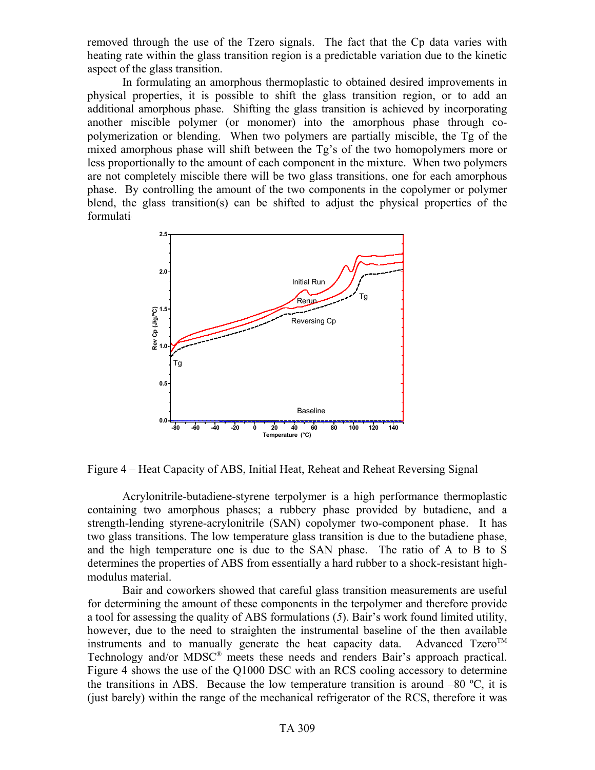removed through the use of the Tzero signals. The fact that the Cp data varies with heating rate within the glass transition region is a predictable variation due to the kinetic aspect of the glass transition.

In formulating an amorphous thermoplastic to obtained desired improvements in physical properties, it is possible to shift the glass transition region, or to add an additional amorphous phase. Shifting the glass transition is achieved by incorporating another miscible polymer (or monomer) into the amorphous phase through co-polymerization or blending. When two polymers are partially miscible, the Tg of the mixed amorphous phase will shift between the Tg's of the two homopolymers more or less proportionally to the amount of each component in the mixture. When two polymers are not completely miscible there will be two glass transitions, one for each amorphous phase. By controlling the amount of the two components in the copolymer or polymer blend, the glass transition(s) can be shifted to adjust the physical properties of the formulati

Figure 4 – Heat Capacity of ABS, Initial Heat, Reheat and Reheat Reversing Signal

Acrylonitrile-butadiene-styrene terpolymer is a high performance thermoplastic containing two amorphous phases; a rubbery phase provided by butadiene, and a strength-lending styrene-acrylonitrile (SAN) copolymer two-component phase. It has two glass transitions. The low temperature glass transition is due to the butadiene phase, and the high temperature one is due to the SAN phase. The ratio of A to B to S determines the properties of ABS from essentially a hard rubber to a shock-resistant high-modulus material.

Bair and coworkers showed that careful glass transition measurements are useful for determining the amount of these components in the terpolymer and therefore provide a tool for assessing the quality of ABS formulations (*5*). Bair's work found limited utility, however, due to the need to straighten the instrumental baseline of the then available instruments and to manually generate the heat capacity data. Advanced Tzero™ Technology and/or MDSC® meets these needs and renders Bair's approach practical. Figure 4 shows the use of the Q1000 DSC with an RCS cooling accessory to determine the transitions in ABS. Because the low temperature transition is around –80 ºC, it is (just barely) within the range of the mechanical refrigerator of the RCS, therefore it was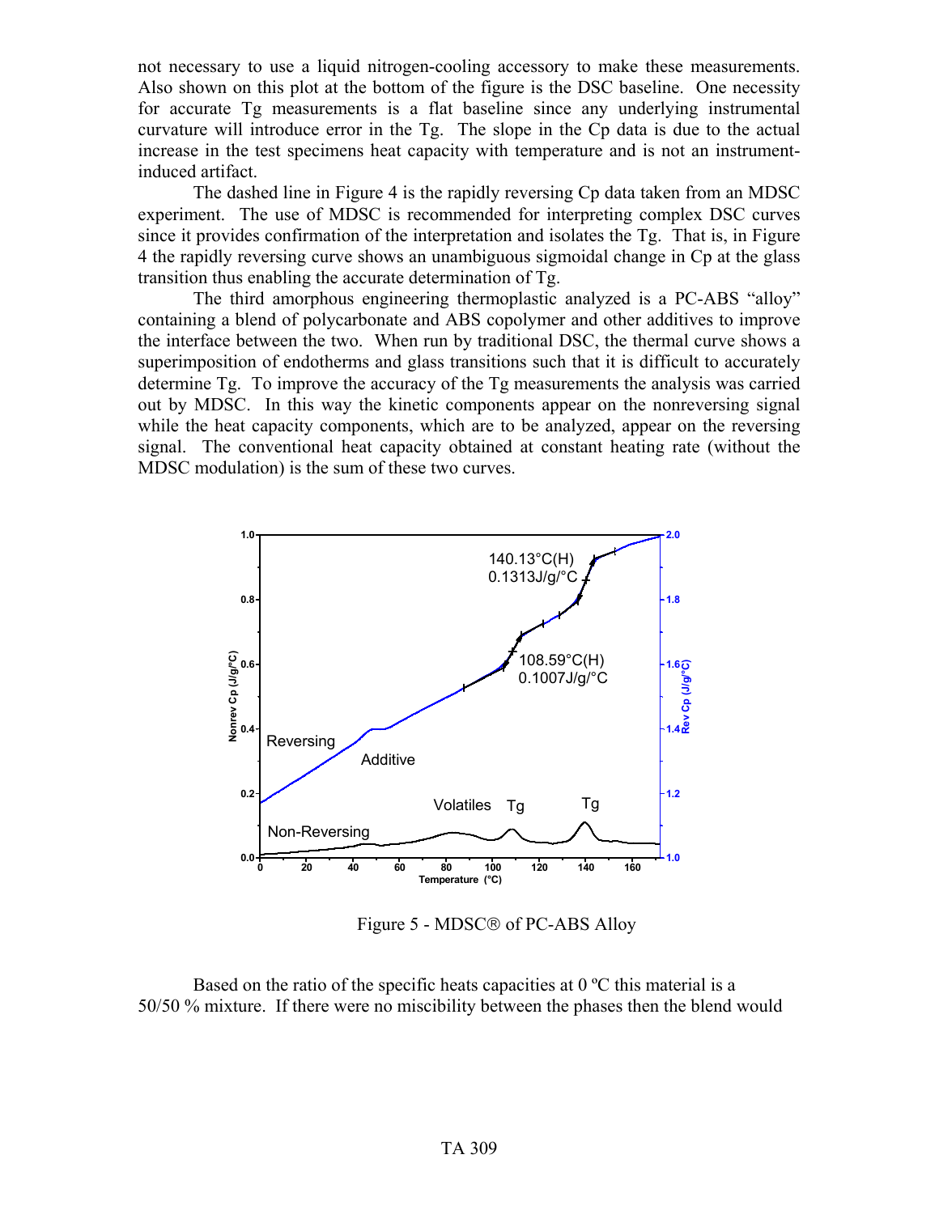not necessary to use a liquid nitrogen-cooling accessory to make these measurements. Also shown on this plot at the bottom of the figure is the DSC baseline. One necessity for accurate Tg measurements is a flat baseline since any underlying instrumental curvature will introduce error in the Tg. The slope in the Cp data is due to the actual increase in the test specimens heat capacity with temperature and is not an instrument-induced artifact.

The dashed line in Figure 4 is the rapidly reversing Cp data taken from an MDSC experiment. The use of MDSC is recommended for interpreting complex DSC curves since it provides confirmation of the interpretation and isolates the Tg. That is, in Figure 4 the rapidly reversing curve shows an unambiguous sigmoidal change in Cp at the glass transition thus enabling the accurate determination of Tg.

The third amorphous engineering thermoplastic analyzed is a PC-ABS "alloy" containing a blend of polycarbonate and ABS copolymer and other additives to improve the interface between the two. When run by traditional DSC, the thermal curve shows a superimposition of endotherms and glass transitions such that it is difficult to accurately determine Tg. To improve the accuracy of the Tg measurements the analysis was carried out by MDSC. In this way the kinetic components appear on the nonreversing signal while the heat capacity components, which are to be analyzed, appear on the reversing signal. The conventional heat capacity obtained at constant heating rate (without the MDSC modulation) is the sum of these two curves.

Figure 5 - MDSC® of PC-ABS Alloy

Based on the ratio of the specific heats capacities at 0 ºC this material is a 50/50 % mixture. If there were no miscibility between the phases then the blend would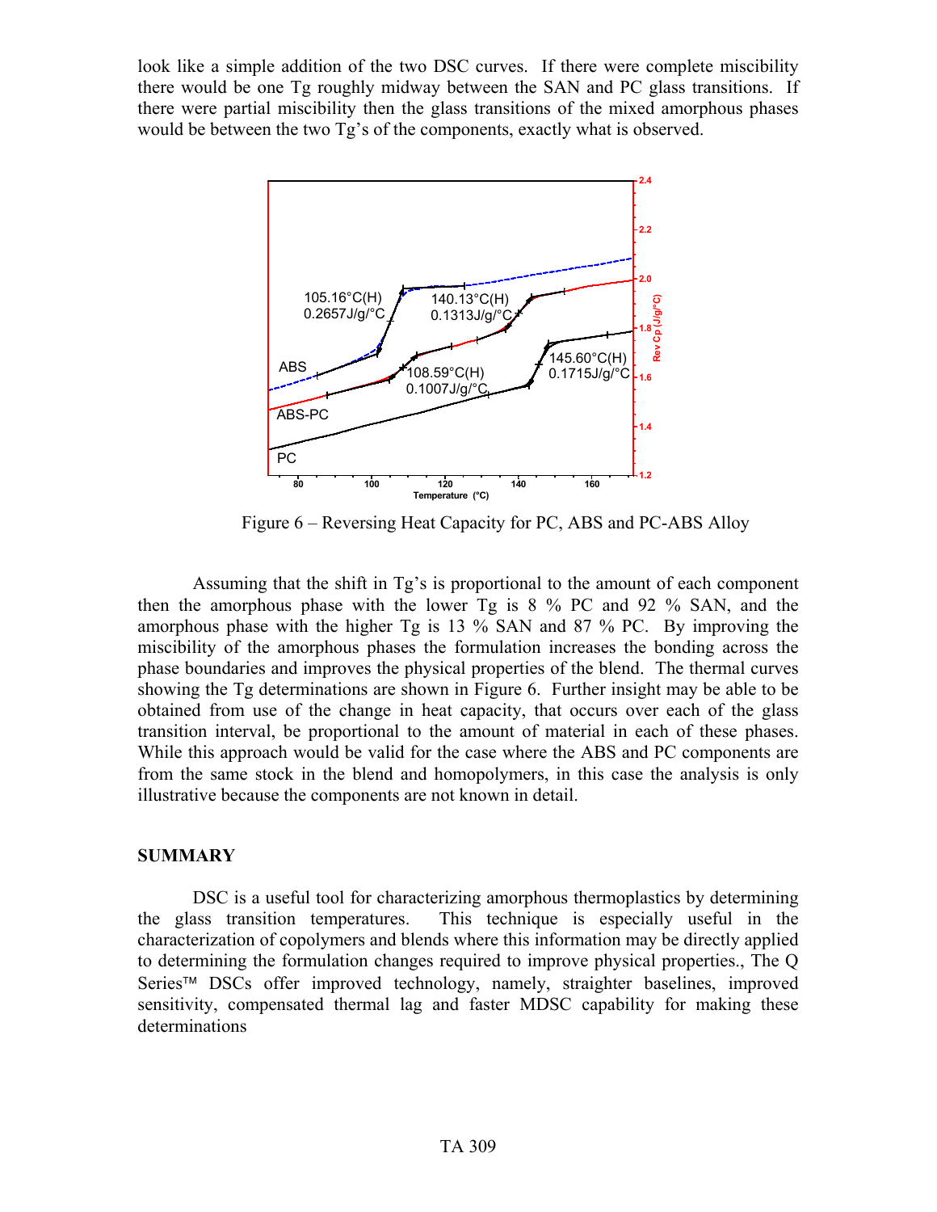look like a simple addition of the two DSC curves. If there were complete miscibility there would be one Tg roughly midway between the SAN and PC glass transitions. If there were partial miscibility then the glass transitions of the mixed amorphous phases would be between the two Tg's of the components, exactly what is observed.

Figure 6 – Reversing Heat Capacity for PC, ABS and PC-ABS Alloy

Assuming that the shift in Tg's is proportional to the amount of each component then the amorphous phase with the lower Tg is 8 % PC and 92 % SAN, and the amorphous phase with the higher Tg is 13 % SAN and 87 % PC. By improving the miscibility of the amorphous phases the formulation increases the bonding across the phase boundaries and improves the physical properties of the blend. The thermal curves showing the Tg determinations are shown in Figure 6. Further insight may be able to be obtained from use of the change in heat capacity, that occurs over each of the glass transition interval, be proportional to the amount of material in each of these phases. While this approach would be valid for the case where the ABS and PC components are from the same stock in the blend and homopolymers, in this case the analysis is only illustrative because the components are not known in detail.

## SUMMARY

DSC is a useful tool for characterizing amorphous thermoplastics by determining the glass transition temperatures. This technique is especially useful in the characterization of copolymers and blends where this information may be directly applied to determining the formulation changes required to improve physical properties., The Q Series™ DSCs offer improved technology, namely, straighter baselines, improved sensitivity, compensated thermal lag and faster MDSC capability for making these determinations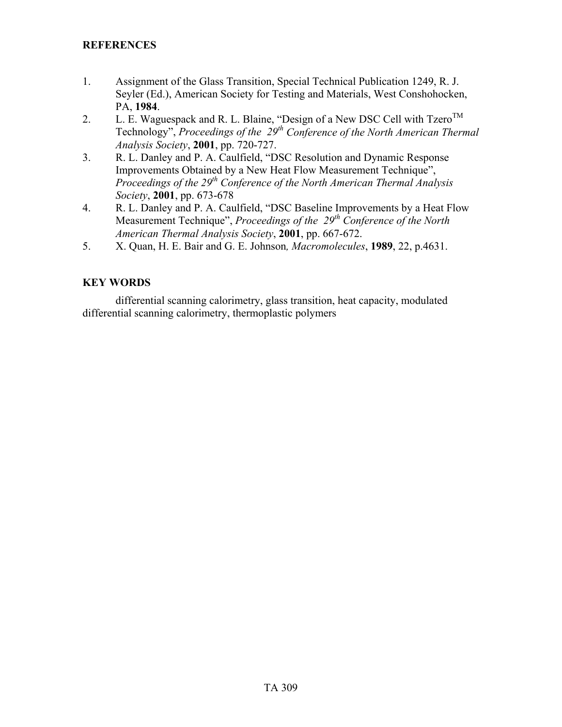## REFERENCES

1. Assignment of the Glass Transition, Special Technical Publication 1249, R. J. Seyler (Ed.), American Society for Testing and Materials, West Conshohocken, PA, **1984**.
2. L. E. Waguespack and R. L. Blaine, "Design of a New DSC Cell with Tzero$^{TM}$ Technology", *Proceedings of the 29$^{th}$ Conference of the North American Thermal Analysis Society*, **2001**, pp. 720-727.
3. R. L. Danley and P. A. Caulfield, "DSC Resolution and Dynamic Response Improvements Obtained by a New Heat Flow Measurement Technique", *Proceedings of the 29$^{th}$ Conference of the North American Thermal Analysis Society*, **2001**, pp. 673-678
4. R. L. Danley and P. A. Caulfield, "DSC Baseline Improvements by a Heat Flow Measurement Technique", *Proceedings of the 29$^{th}$ Conference of the North American Thermal Analysis Society*, **2001**, pp. 667-672.
5. X. Quan, H. E. Bair and G. E. Johnson*, Macromolecules*, **1989**, 22, p.4631.

## KEY WORDS

differential scanning calorimetry, glass transition, heat capacity, modulated differential scanning calorimetry, thermoplastic polymers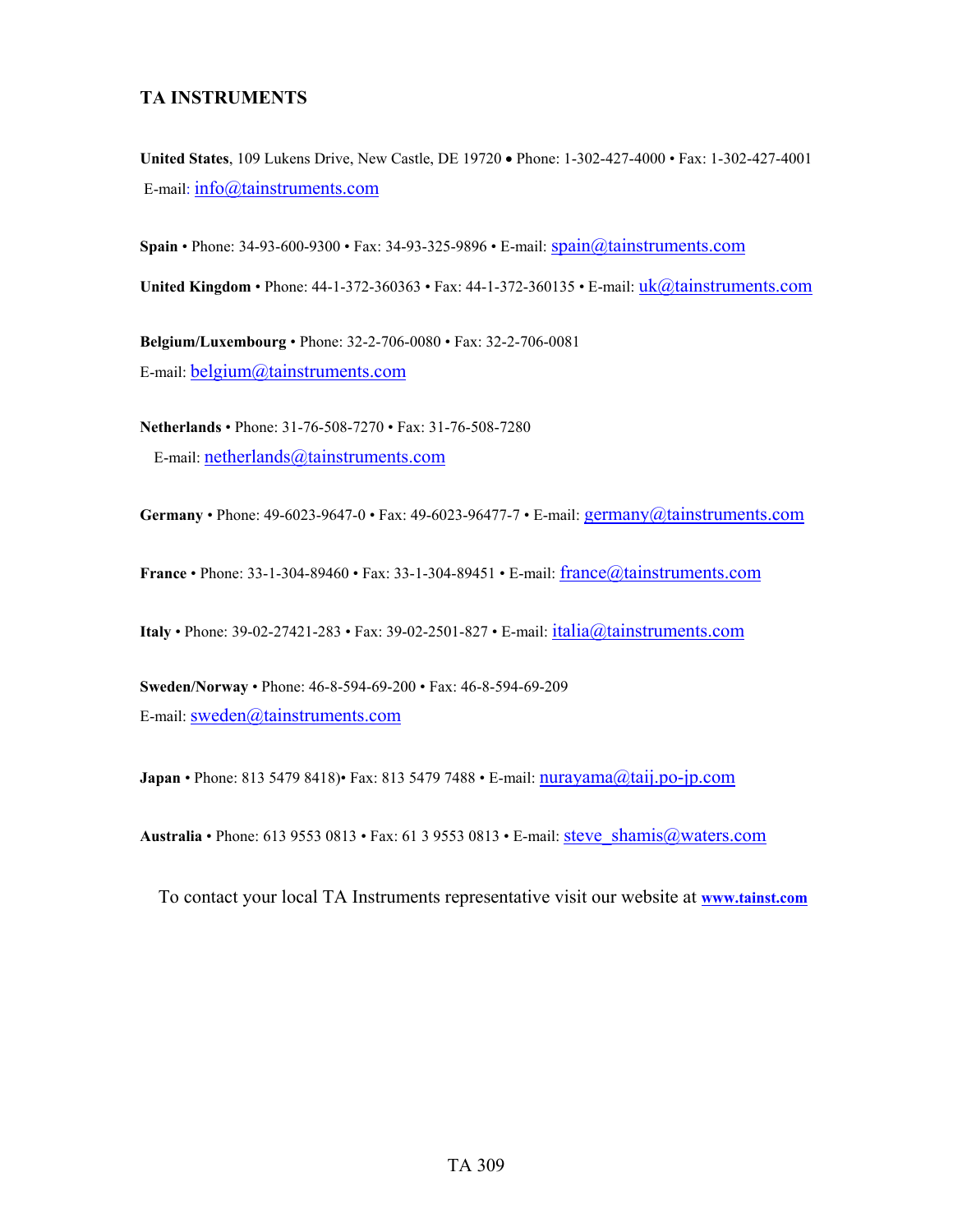## TA INSTRUMENTS

**United States**, 109 Lukens Drive, New Castle, DE 19720 • Phone: 1-302-427-4000 • Fax: 1-302-427-4001
E-mail: info@tainstruments.com

**Spain** • Phone: 34-93-600-9300 • Fax: 34-93-325-9896 • E-mail: spain@tainstruments.com

**United Kingdom** • Phone: 44-1-372-360363 • Fax: 44-1-372-360135 • E-mail: uk@tainstruments.com

**Belgium/Luxembourg** • Phone: 32-2-706-0080 • Fax: 32-2-706-0081
E-mail: belgium@tainstruments.com

**Netherlands** • Phone: 31-76-508-7270 • Fax: 31-76-508-7280
E-mail: netherlands@tainstruments.com

**Germany** • Phone: 49-6023-9647-0 • Fax: 49-6023-96477-7 • E-mail: germany@tainstruments.com

**France** • Phone: 33-1-304-89460 • Fax: 33-1-304-89451 • E-mail: france@tainstruments.com

**Italy** • Phone: 39-02-27421-283 • Fax: 39-02-2501-827 • E-mail: italia@tainstruments.com

**Sweden/Norway** • Phone: 46-8-594-69-200 • Fax: 46-8-594-69-209
E-mail: sweden@tainstruments.com

**Japan** • Phone: 813 5479 8418)• Fax: 813 5479 7488 • E-mail: nurayama@taij.po-jp.com

**Australia** • Phone: 613 9553 0813 • Fax: 61 3 9553 0813 • E-mail: steve_shamis@waters.com

To contact your local TA Instruments representative visit our website at **www.tainst.com**

TA 309